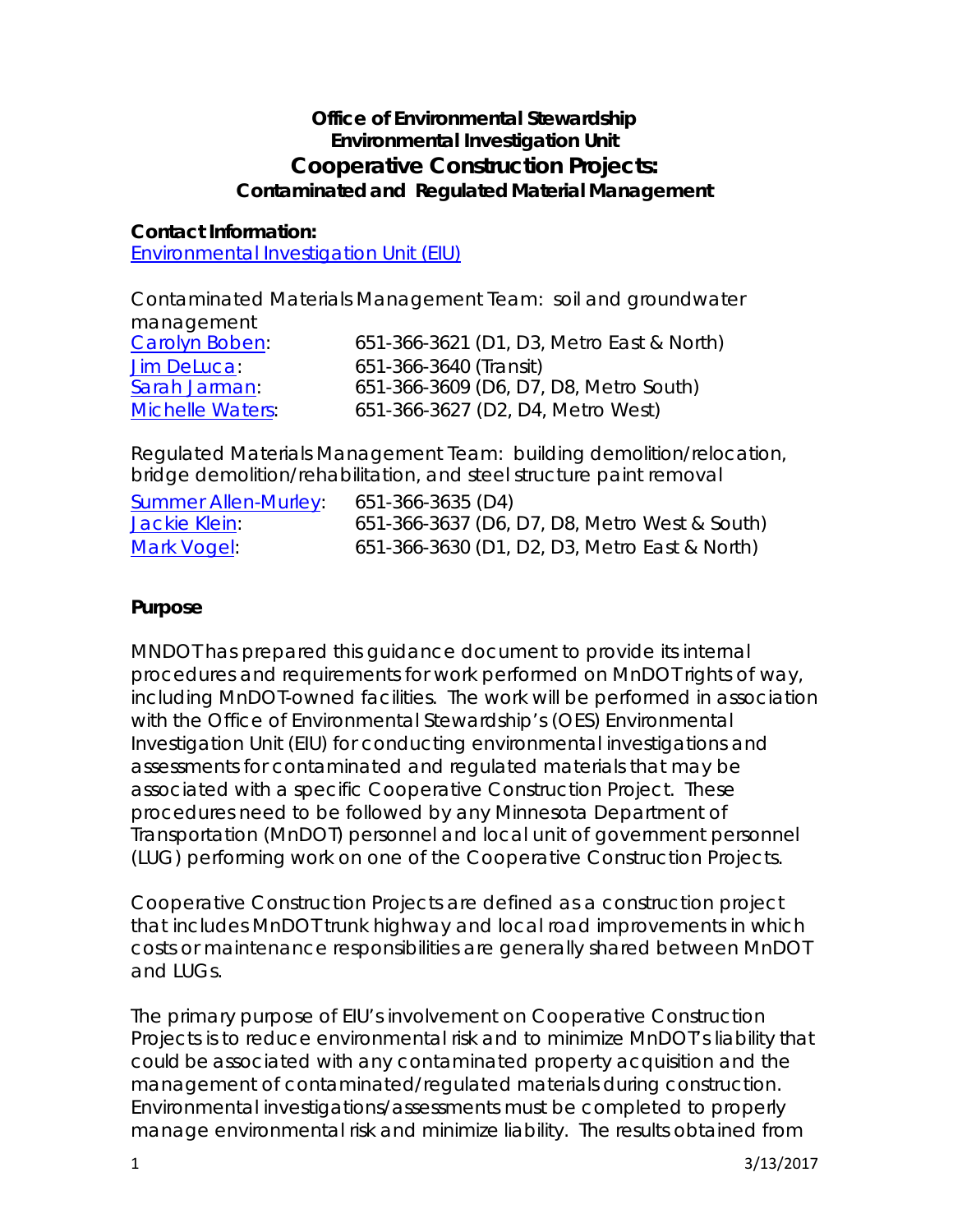# Office of Environmental Stewardship
## Environmental Investigation Unit
# Cooperative Construction Projects:
### Contaminated and Regulated Material Management

**Contact Information:**
Environmental Investigation Unit (EIU)

Contaminated Materials Management Team: soil and groundwater management

| | |
|---|---|
| Carolyn Boben: | 651-366-3621 (D1, D3, Metro East & North) |
| Jim DeLuca: | 651-366-3640 (Transit) |
| Sarah Jarman: | 651-366-3609 (D6, D7, D8, Metro South) |
| Michelle Waters: | 651-366-3627 (D2, D4, Metro West) |

Regulated Materials Management Team: building demolition/relocation, bridge demolition/rehabilitation, and steel structure paint removal

| | |
|---|---|
| Summer Allen-Murley: | 651-366-3635 (D4) |
| Jackie Klein: | 651-366-3637 (D6, D7, D8, Metro West & South) |
| Mark Vogel: | 651-366-3630 (D1, D2, D3, Metro East & North) |

**Purpose**

MNDOT has prepared this guidance document to provide its internal procedures and requirements for work performed on MnDOT rights of way, including MnDOT-owned facilities. The work will be performed in association with the Office of Environmental Stewardship's (OES) Environmental Investigation Unit (EIU) for conducting environmental investigations and assessments for contaminated and regulated materials that may be associated with a specific Cooperative Construction Project. These procedures need to be followed by any Minnesota Department of Transportation (MnDOT) personnel and local unit of government personnel (LUG) performing work on one of the Cooperative Construction Projects.

Cooperative Construction Projects are defined as a construction project that includes MnDOT trunk highway and local road improvements in which costs or maintenance responsibilities are generally shared between MnDOT and LUGs.

The primary purpose of EIU's involvement on Cooperative Construction Projects is to reduce environmental risk and to minimize MnDOT's liability that could be associated with any contaminated property acquisition and the management of contaminated/regulated materials during construction. Environmental investigations/assessments must be completed to properly manage environmental risk and minimize liability. The results obtained from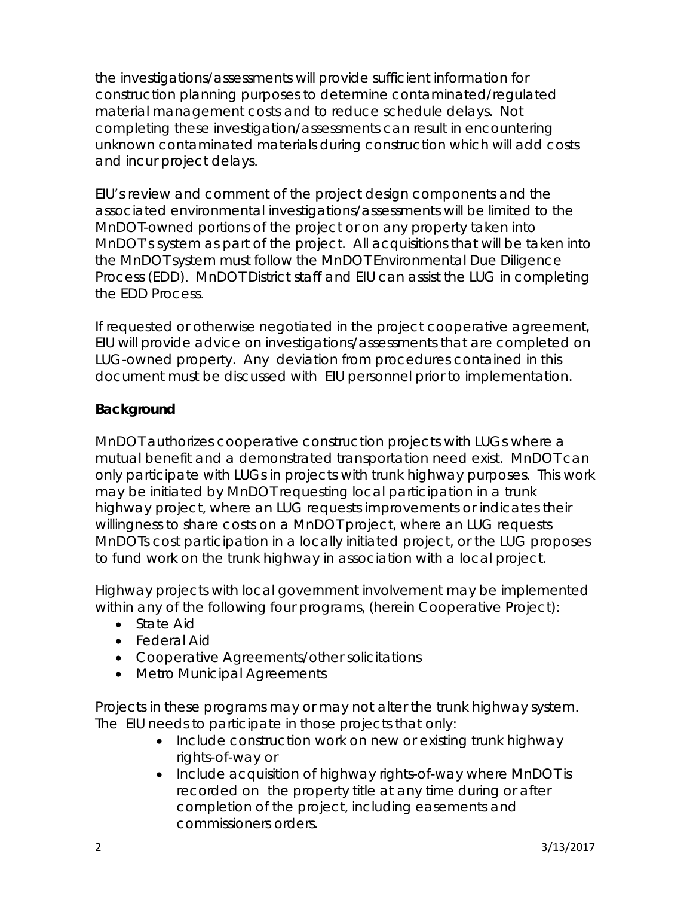the investigations/assessments will provide sufficient information for construction planning purposes to determine contaminated/regulated material management costs and to reduce schedule delays. Not completing these investigation/assessments can result in encountering unknown contaminated materials during construction which will add costs and incur project delays.

EIU's review and comment of the project design components and the associated environmental investigations/assessments will be limited to the MnDOT-owned portions of the project or on any property taken into MnDOT's system as part of the project. All acquisitions that will be taken into the MnDOT system must follow the MnDOT Environmental Due Diligence Process (EDD). MnDOT District staff and EIU can assist the LUG in completing the EDD Process.

If requested or otherwise negotiated in the project cooperative agreement, EIU will provide advice on investigations/assessments that are completed on LUG-owned property. Any deviation from procedures contained in this document must be discussed with EIU personnel prior to implementation.

**Background**

MnDOT authorizes cooperative construction projects with LUGs where a mutual benefit and a demonstrated transportation need exist. MnDOT can only participate with LUGs in projects with trunk highway purposes. This work may be initiated by MnDOT requesting local participation in a trunk highway project, where an LUG requests improvements or indicates their willingness to share costs on a MnDOT project, where an LUG requests MnDOTs cost participation in a locally initiated project, or the LUG proposes to fund work on the trunk highway in association with a local project.

Highway projects with local government involvement may be implemented within any of the following four programs, (herein Cooperative Project):

- State Aid
- Federal Aid
- Cooperative Agreements/other solicitations
- Metro Municipal Agreements

Projects in these programs may or may not alter the trunk highway system. The EIU needs to participate in those projects that only:

- Include construction work on new or existing trunk highway rights-of-way or
- Include acquisition of highway rights-of-way where MnDOT is recorded on the property title at any time during or after completion of the project, including easements and commissioners orders.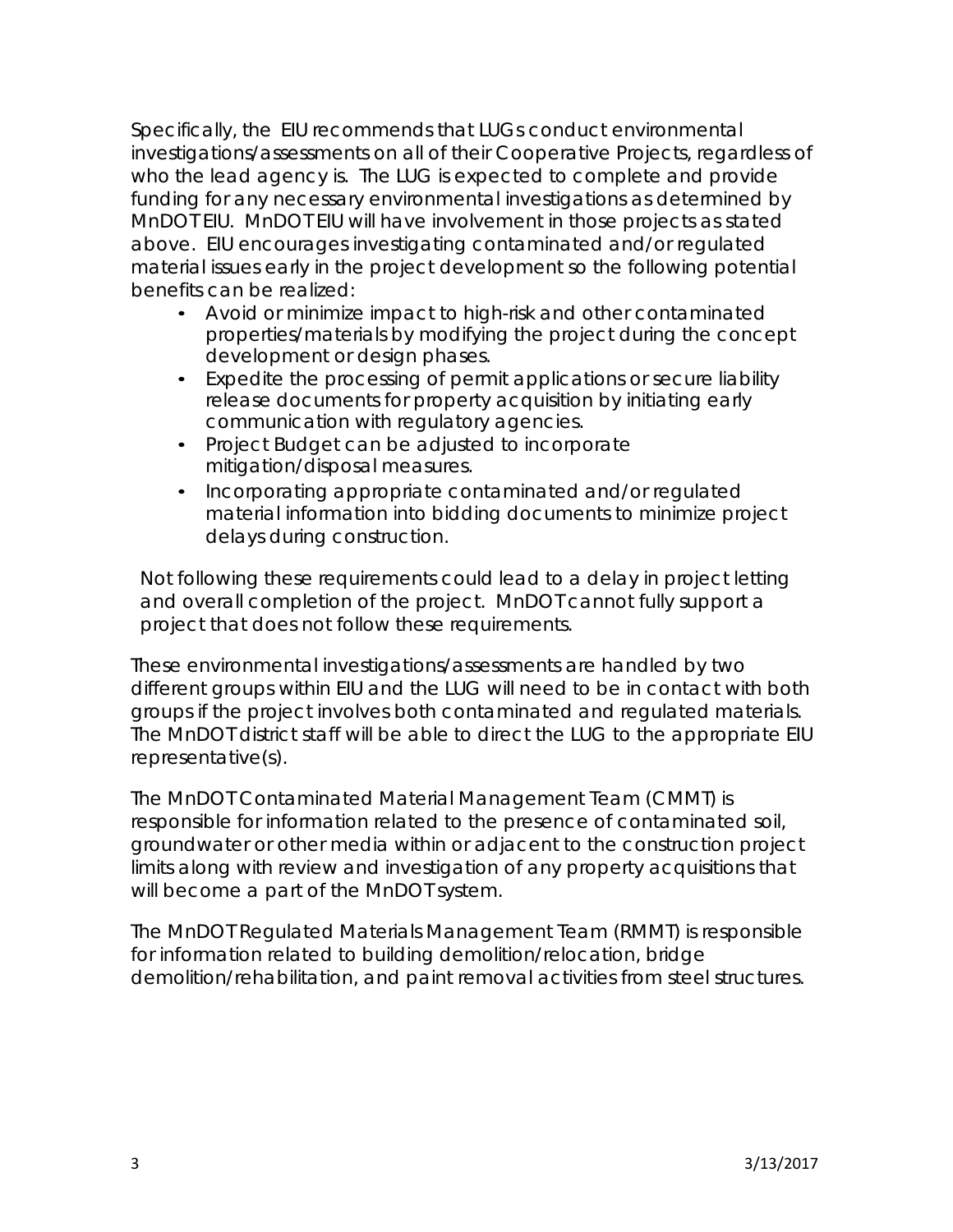Specifically, the EIU recommends that LUGs conduct environmental investigations/assessments on all of their Cooperative Projects, regardless of who the lead agency is. The LUG is expected to complete and provide funding for any necessary environmental investigations as determined by MnDOT EIU. MnDOT EIU will have involvement in those projects as stated above. EIU encourages investigating contaminated and/or regulated material issues early in the project development so the following potential benefits can be realized:

- Avoid or minimize impact to high-risk and other contaminated properties/materials by modifying the project during the concept development or design phases.
- Expedite the processing of permit applications or secure liability release documents for property acquisition by initiating early communication with regulatory agencies.
- Project Budget can be adjusted to incorporate mitigation/disposal measures.
- Incorporating appropriate contaminated and/or regulated material information into bidding documents to minimize project delays during construction.

Not following these requirements could lead to a delay in project letting and overall completion of the project. MnDOT cannot fully support a project that does not follow these requirements.

These environmental investigations/assessments are handled by two different groups within EIU and the LUG will need to be in contact with both groups if the project involves both contaminated and regulated materials. The MnDOT district staff will be able to direct the LUG to the appropriate EIU representative(s).

The MnDOT Contaminated Material Management Team (CMMT) is responsible for information related to the presence of contaminated soil, groundwater or other media within or adjacent to the construction project limits along with review and investigation of any property acquisitions that will become a part of the MnDOT system.

The MnDOT Regulated Materials Management Team (RMMT) is responsible for information related to building demolition/relocation, bridge demolition/rehabilitation, and paint removal activities from steel structures.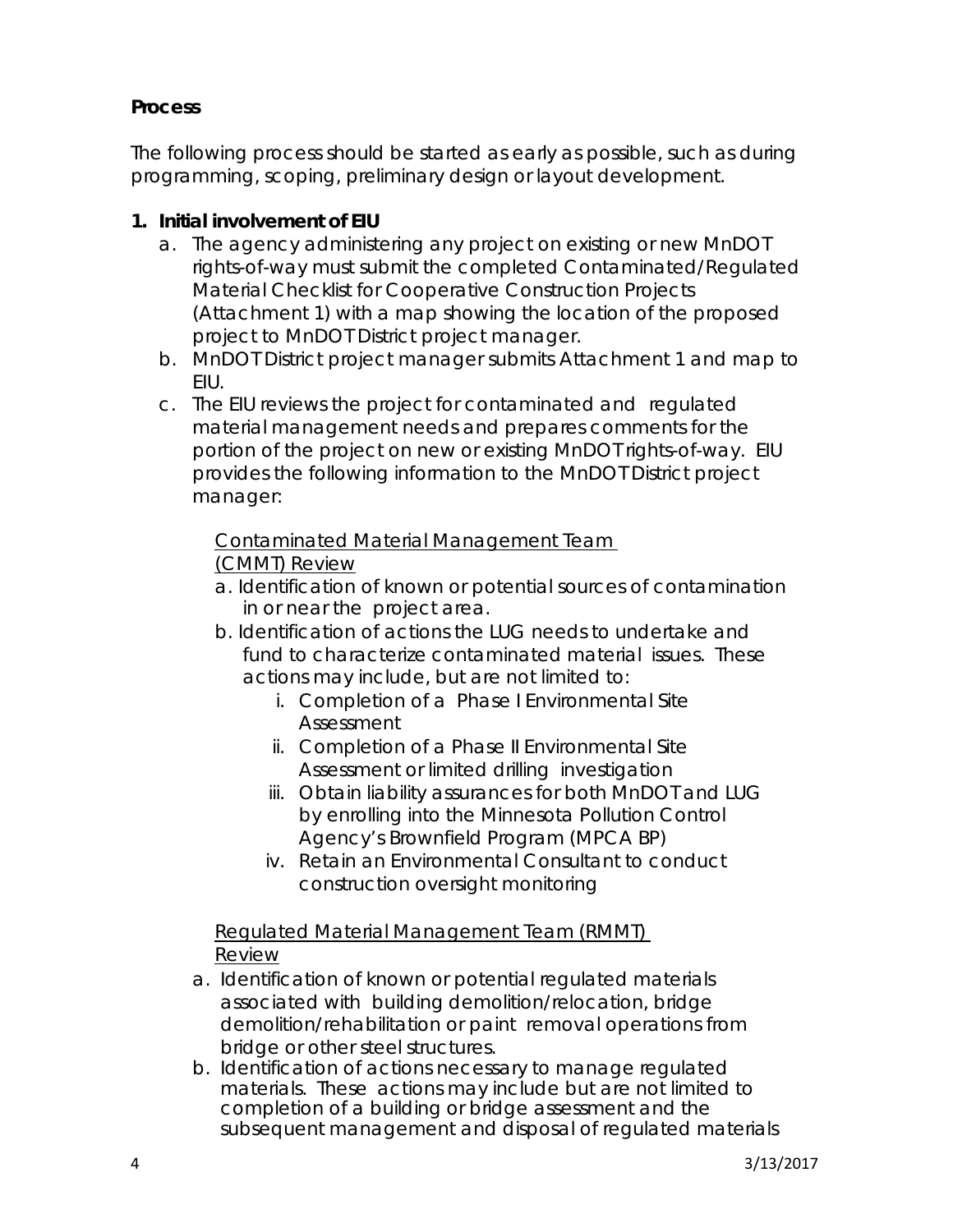**Process**

The following process should be started as early as possible, such as during programming, scoping, preliminary design or layout development.

1. **Initial involvement of EIU**
   a. The agency administering any project on existing or new MnDOT rights-of-way must submit the completed Contaminated/Regulated Material Checklist for Cooperative Construction Projects (Attachment 1) with a map showing the location of the proposed project to MnDOT District project manager.
   b. MnDOT District project manager submits Attachment 1 and map to EIU.
   c. The EIU reviews the project for contaminated and regulated material management needs and prepares comments for the portion of the project on new or existing MnDOT rights-of-way. EIU provides the following information to the MnDOT District project manager:

      Contaminated Material Management Team (CMMT) Review

      a. Identification of known or potential sources of contamination in or near the project area.
      b. Identification of actions the LUG needs to undertake and fund to characterize contaminated material issues. These actions may include, but are not limited to:
         i. Completion of a Phase I Environmental Site Assessment
         ii. Completion of a Phase II Environmental Site Assessment or limited drilling investigation
         iii. Obtain liability assurances for both MnDOT and LUG by enrolling into the Minnesota Pollution Control Agency's Brownfield Program (MPCA BP)
         iv. Retain an Environmental Consultant to conduct construction oversight monitoring

      Regulated Material Management Team (RMMT) Review

      a. Identification of known or potential regulated materials associated with building demolition/relocation, bridge demolition/rehabilitation or paint removal operations from bridge or other steel structures.
      b. Identification of actions necessary to manage regulated materials. These actions may include but are not limited to completion of a building or bridge assessment and the subsequent management and disposal of regulated materials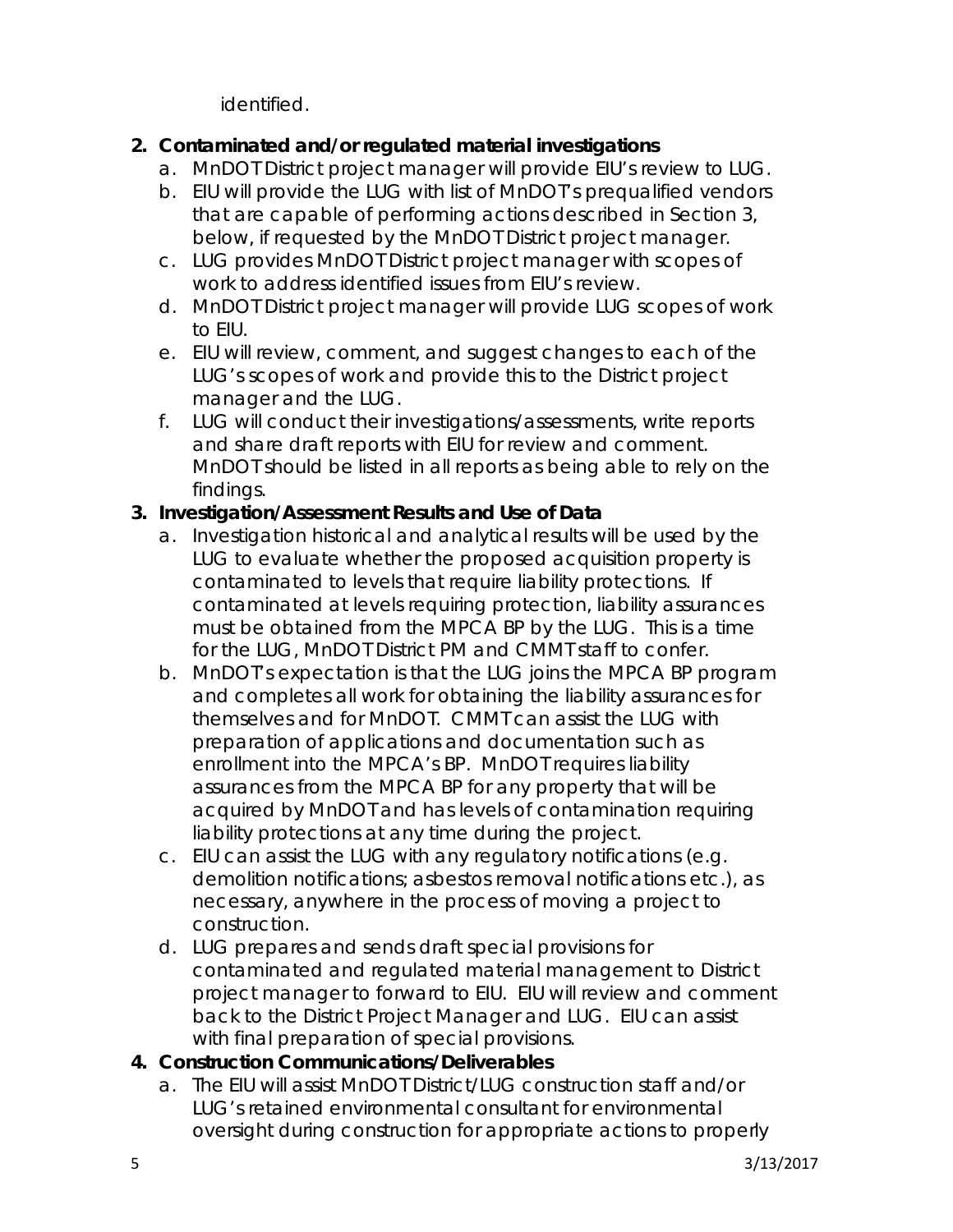identified.

2. **Contaminated and/or regulated material investigations**
   a. MnDOT District project manager will provide EIU's review to LUG.
   b. EIU will provide the LUG with list of MnDOT's prequalified vendors that are capable of performing actions described in Section 3, below, if requested by the MnDOT District project manager.
   c. LUG provides MnDOT District project manager with scopes of work to address identified issues from EIU's review.
   d. MnDOT District project manager will provide LUG scopes of work to EIU.
   e. EIU will review, comment, and suggest changes to each of the LUG's scopes of work and provide this to the District project manager and the LUG.
   f. LUG will conduct their investigations/assessments, write reports and share draft reports with EIU for review and comment. MnDOT should be listed in all reports as being able to rely on the findings.
3. **Investigation/Assessment Results and Use of Data**
   a. Investigation historical and analytical results will be used by the LUG to evaluate whether the proposed acquisition property is contaminated to levels that require liability protections. If contaminated at levels requiring protection, liability assurances must be obtained from the MPCA BP by the LUG. This is a time for the LUG, MnDOT District PM and CMMT staff to confer.
   b. MnDOT's expectation is that the LUG joins the MPCA BP program and completes all work for obtaining the liability assurances for themselves and for MnDOT. CMMT can assist the LUG with preparation of applications and documentation such as enrollment into the MPCA's BP. MnDOT requires liability assurances from the MPCA BP for any property that will be acquired by MnDOT and has levels of contamination requiring liability protections at any time during the project.
   c. EIU can assist the LUG with any regulatory notifications (e.g. demolition notifications; asbestos removal notifications etc.), as necessary, anywhere in the process of moving a project to construction.
   d. LUG prepares and sends draft special provisions for contaminated and regulated material management to District project manager to forward to EIU. EIU will review and comment back to the District Project Manager and LUG. EIU can assist with final preparation of special provisions.
4. **Construction Communications/Deliverables**
   a. The EIU will assist MnDOT District/LUG construction staff and/or LUG's retained environmental consultant for environmental oversight during construction for appropriate actions to properly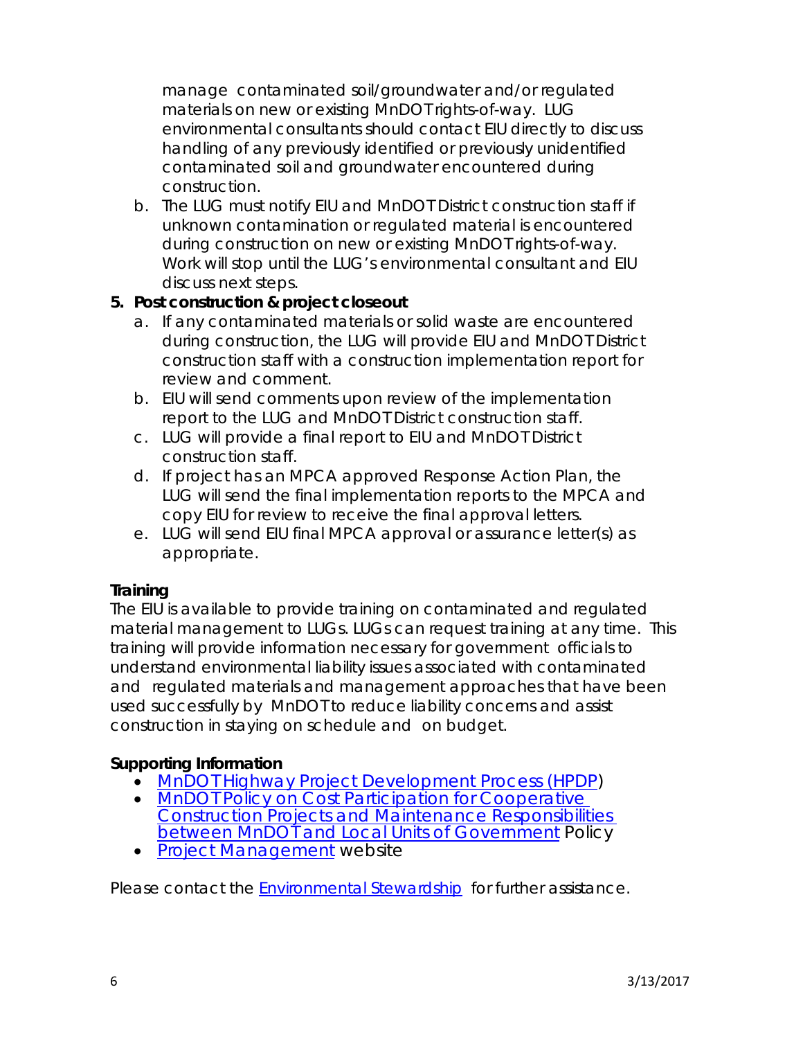manage contaminated soil/groundwater and/or regulated materials on new or existing MnDOT rights-of-way. LUG environmental consultants should contact EIU directly to discuss handling of any previously identified or previously unidentified contaminated soil and groundwater encountered during construction.

   b. The LUG must notify EIU and MnDOT District construction staff if unknown contamination or regulated material is encountered during construction on new or existing MnDOT rights-of-way. Work will stop until the LUG's environmental consultant and EIU discuss next steps.

5. **Post construction & project closeout**
   a. If any contaminated materials or solid waste are encountered during construction, the LUG will provide EIU and MnDOT District construction staff with a construction implementation report for review and comment.
   b. EIU will send comments upon review of the implementation report to the LUG and MnDOT District construction staff.
   c. LUG will provide a final report to EIU and MnDOT District construction staff.
   d. If project has an MPCA approved Response Action Plan, the LUG will send the final implementation reports to the MPCA and copy EIU for review to receive the final approval letters.
   e. LUG will send EIU final MPCA approval or assurance letter(s) as appropriate.

**Training**

The EIU is available to provide training on contaminated and regulated material management to LUGs. LUGs can request training at any time. This training will provide information necessary for government officials to understand environmental liability issues associated with contaminated and regulated materials and management approaches that have been used successfully by MnDOT to reduce liability concerns and assist construction in staying on schedule and on budget.

**Supporting Information**

- [MnDOT Highway Project Development Process (HPDP)]
- [MnDOT Policy on Cost Participation for Cooperative Construction Projects and Maintenance Responsibilities between MnDOT and Local Units of Government] Policy
- [Project Management] website

Please contact the [Environmental Stewardship] for further assistance.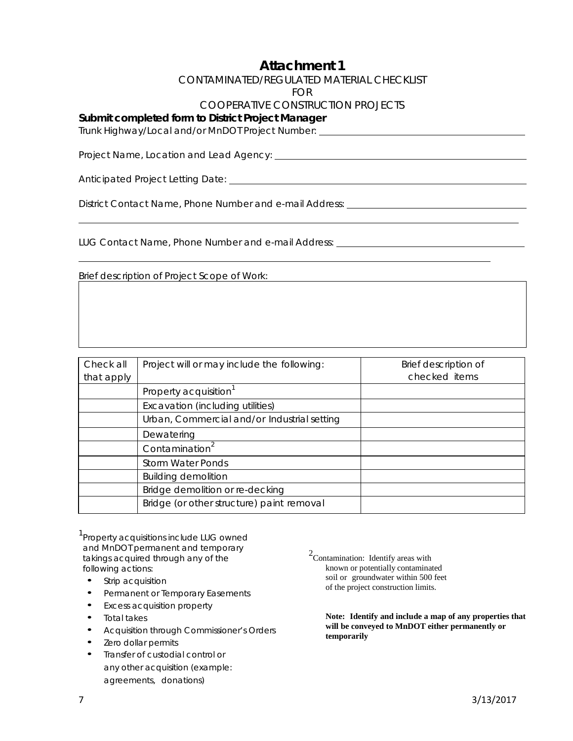# Attachment 1

CONTAMINATED/REGULATED MATERIAL CHECKLIST
FOR
COOPERATIVE CONSTRUCTION PROJECTS

**Submit completed form to District Project Manager**

Trunk Highway/Local and/or MnDOT Project Number: ______________________________

Project Name, Location and Lead Agency: ______________________________

Anticipated Project Letting Date: ______________________________

District Contact Name, Phone Number and e-mail Address: ______________________________

______________________________

LUG Contact Name, Phone Number and e-mail Address: ______________________________

______________________________

Brief description of Project Scope of Work: ______________________________

| Check all that apply | Project will or may include the following: | Brief description of checked items |
|---|---|---|
| | Property acquisition[1] | |
| | Excavation (including utilities) | |
| | Urban, Commercial and/or Industrial setting | |
| | Dewatering | |
| | Contamination[2] | |
| | Storm Water Ponds | |
| | Building demolition | |
| | Bridge demolition or re-decking | |
| | Bridge (or other structure) paint removal | |

[1]Property acquisitions include LUG owned and MnDOT permanent and temporary takings acquired through any of the following actions:

- Strip acquisition
- Permanent or Temporary Easements
- Excess acquisition property
- Total takes
- Acquisition through Commissioner's Orders
- Zero dollar permits
- Transfer of custodial control or any other acquisition (example: agreements, donations)

[2]Contamination: Identify areas with known or potentially contaminated soil or groundwater within 500 feet of the project construction limits.

**Note: Identify and include a map of any properties that will be conveyed to MnDOT either permanently or temporarily**

3/13/2017